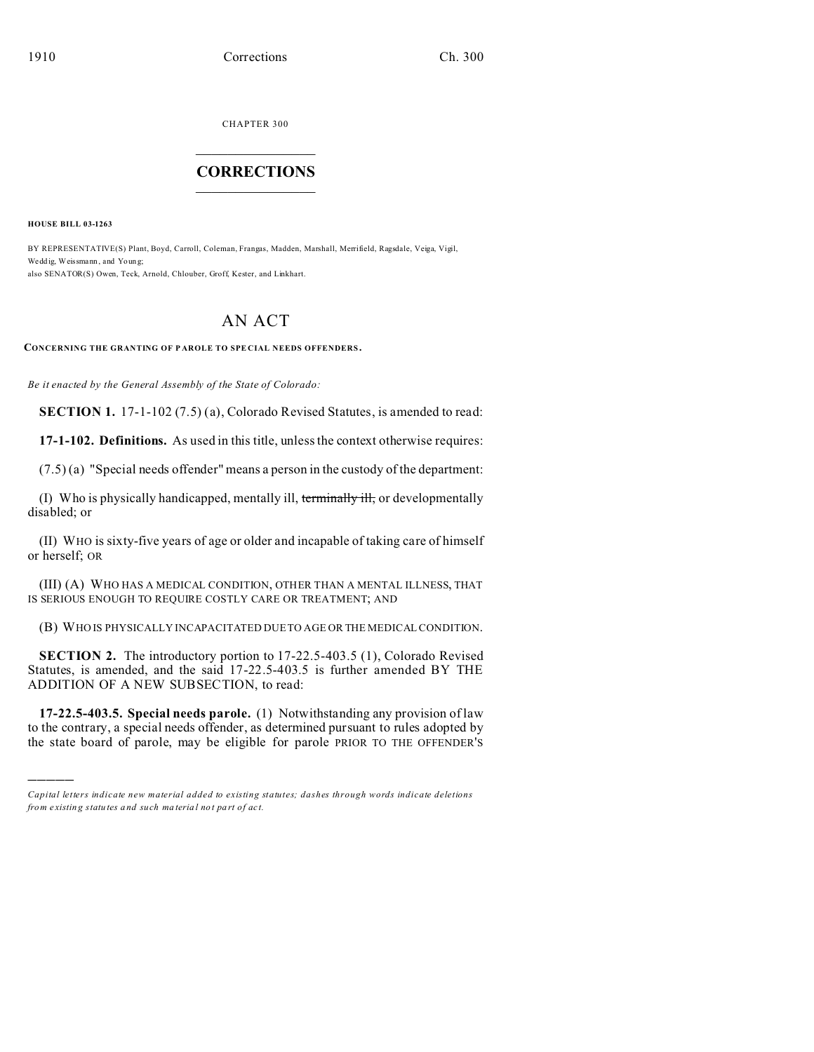CHAPTER 300

# CORRECTIONS

**HOUSE BILL 03-1263**

BY REPRESENTATIVE(S) Plant, Boyd, Carroll, Coleman, Frangas, Madden, Marshall, Merrifield, Ragsdale, Veiga, Vigil, Weddig, Weissmann, and Young;
also SENATOR(S) Owen, Teck, Arnold, Chlouber, Groff, Kester, and Linkhart.

# AN ACT

**CONCERNING THE GRANTING OF PAROLE TO SPECIAL NEEDS OFFENDERS.**

*Be it enacted by the General Assembly of the State of Colorado:*

**SECTION 1.** 17-1-102 (7.5) (a), Colorado Revised Statutes, is amended to read:

**17-1-102. Definitions.** As used in this title, unless the context otherwise requires:

(7.5) (a) "Special needs offender" means a person in the custody of the department:

(I) Who is physically handicapped, mentally ill, ~~terminally ill,~~ or developmentally disabled; or

(II) WHO is sixty-five years of age or older and incapable of taking care of himself or herself; OR

(III) (A) WHO HAS A MEDICAL CONDITION, OTHER THAN A MENTAL ILLNESS, THAT IS SERIOUS ENOUGH TO REQUIRE COSTLY CARE OR TREATMENT; AND

(B) WHO IS PHYSICALLY INCAPACITATED DUE TO AGE OR THE MEDICAL CONDITION.

**SECTION 2.** The introductory portion to 17-22.5-403.5 (1), Colorado Revised Statutes, is amended, and the said 17-22.5-403.5 is further amended BY THE ADDITION OF A NEW SUBSECTION, to read:

**17-22.5-403.5. Special needs parole.** (1) Notwithstanding any provision of law to the contrary, a special needs offender, as determined pursuant to rules adopted by the state board of parole, may be eligible for parole PRIOR TO THE OFFENDER'S

---

*Capital letters indicate new material added to existing statutes; dashes through words indicate deletions from existing statutes and such material not part of act.*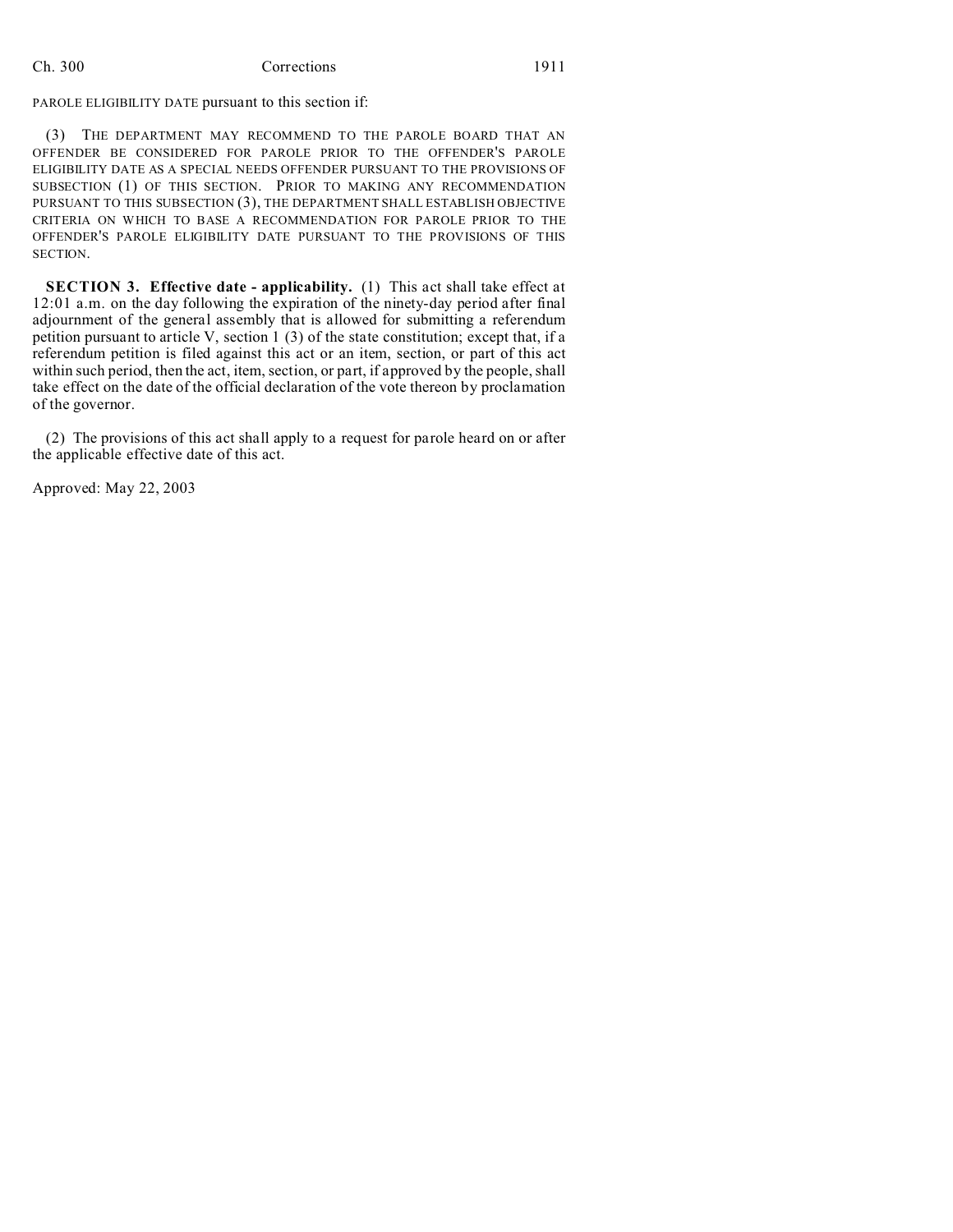PAROLE ELIGIBILITY DATE pursuant to this section if:

(3) THE DEPARTMENT MAY RECOMMEND TO THE PAROLE BOARD THAT AN OFFENDER BE CONSIDERED FOR PAROLE PRIOR TO THE OFFENDER'S PAROLE ELIGIBILITY DATE AS A SPECIAL NEEDS OFFENDER PURSUANT TO THE PROVISIONS OF SUBSECTION (1) OF THIS SECTION. PRIOR TO MAKING ANY RECOMMENDATION PURSUANT TO THIS SUBSECTION (3), THE DEPARTMENT SHALL ESTABLISH OBJECTIVE CRITERIA ON WHICH TO BASE A RECOMMENDATION FOR PAROLE PRIOR TO THE OFFENDER'S PAROLE ELIGIBILITY DATE PURSUANT TO THE PROVISIONS OF THIS SECTION.

**SECTION 3. Effective date - applicability.** (1) This act shall take effect at 12:01 a.m. on the day following the expiration of the ninety-day period after final adjournment of the general assembly that is allowed for submitting a referendum petition pursuant to article V, section 1 (3) of the state constitution; except that, if a referendum petition is filed against this act or an item, section, or part of this act within such period, then the act, item, section, or part, if approved by the people, shall take effect on the date of the official declaration of the vote thereon by proclamation of the governor.

(2) The provisions of this act shall apply to a request for parole heard on or after the applicable effective date of this act.

Approved: May 22, 2003